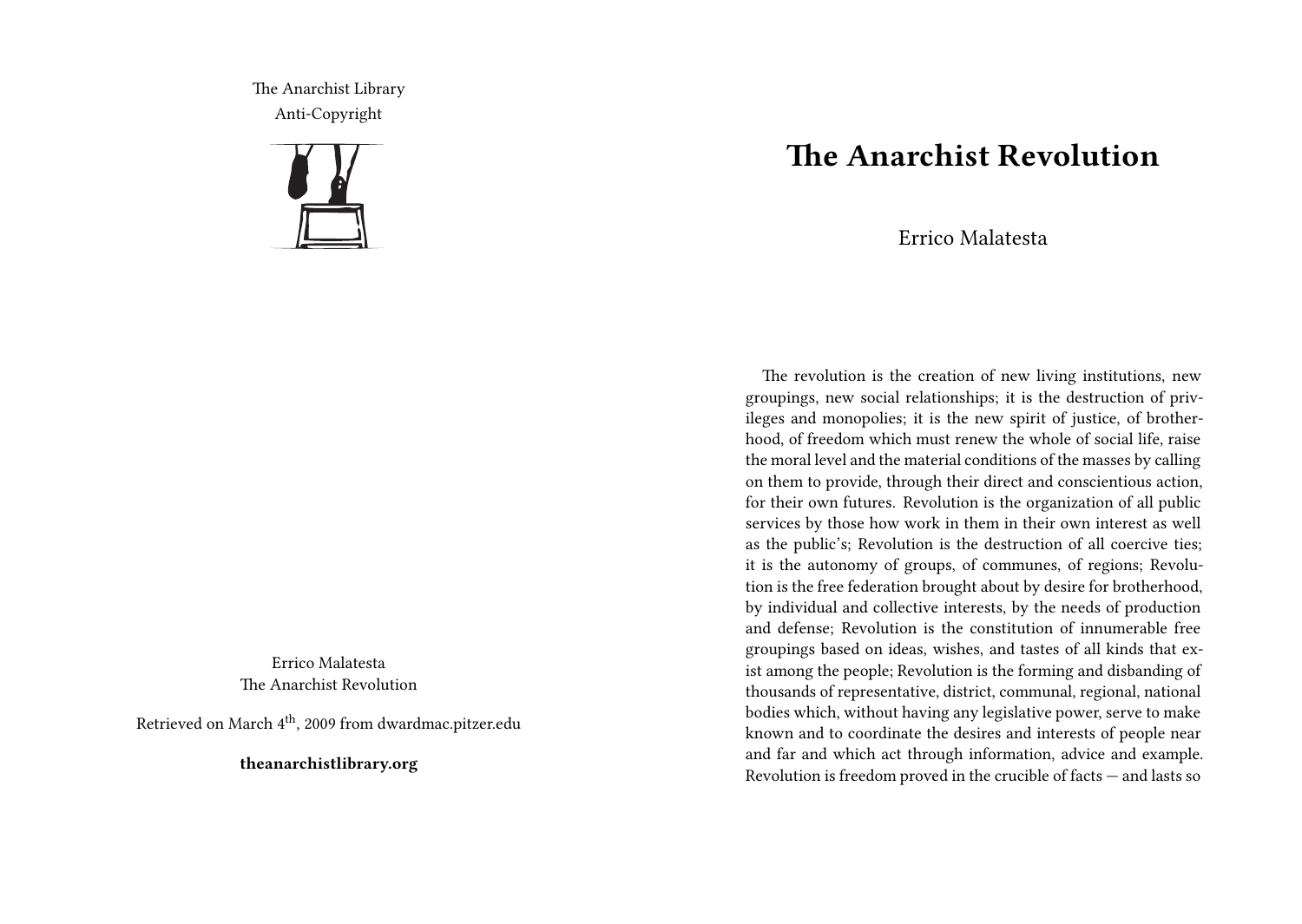The Anarchist Library
Anti-Copyright

Errico Malatesta
The Anarchist Revolution

Retrieved on March 4th, 2009 from dwardmac.pitzer.edu

**theanarchistlibrary.org**

# The Anarchist Revolution

Errico Malatesta

The revolution is the creation of new living institutions, new groupings, new social relationships; it is the destruction of privileges and monopolies; it is the new spirit of justice, of brotherhood, of freedom which must renew the whole of social life, raise the moral level and the material conditions of the masses by calling on them to provide, through their direct and conscientious action, for their own futures. Revolution is the organization of all public services by those how work in them in their own interest as well as the public's; Revolution is the destruction of all coercive ties; it is the autonomy of groups, of communes, of regions; Revolution is the free federation brought about by desire for brotherhood, by individual and collective interests, by the needs of production and defense; Revolution is the constitution of innumerable free groupings based on ideas, wishes, and tastes of all kinds that exist among the people; Revolution is the forming and disbanding of thousands of representative, district, communal, regional, national bodies which, without having any legislative power, serve to make known and to coordinate the desires and interests of people near and far and which act through information, advice and example. Revolution is freedom proved in the crucible of facts — and lasts so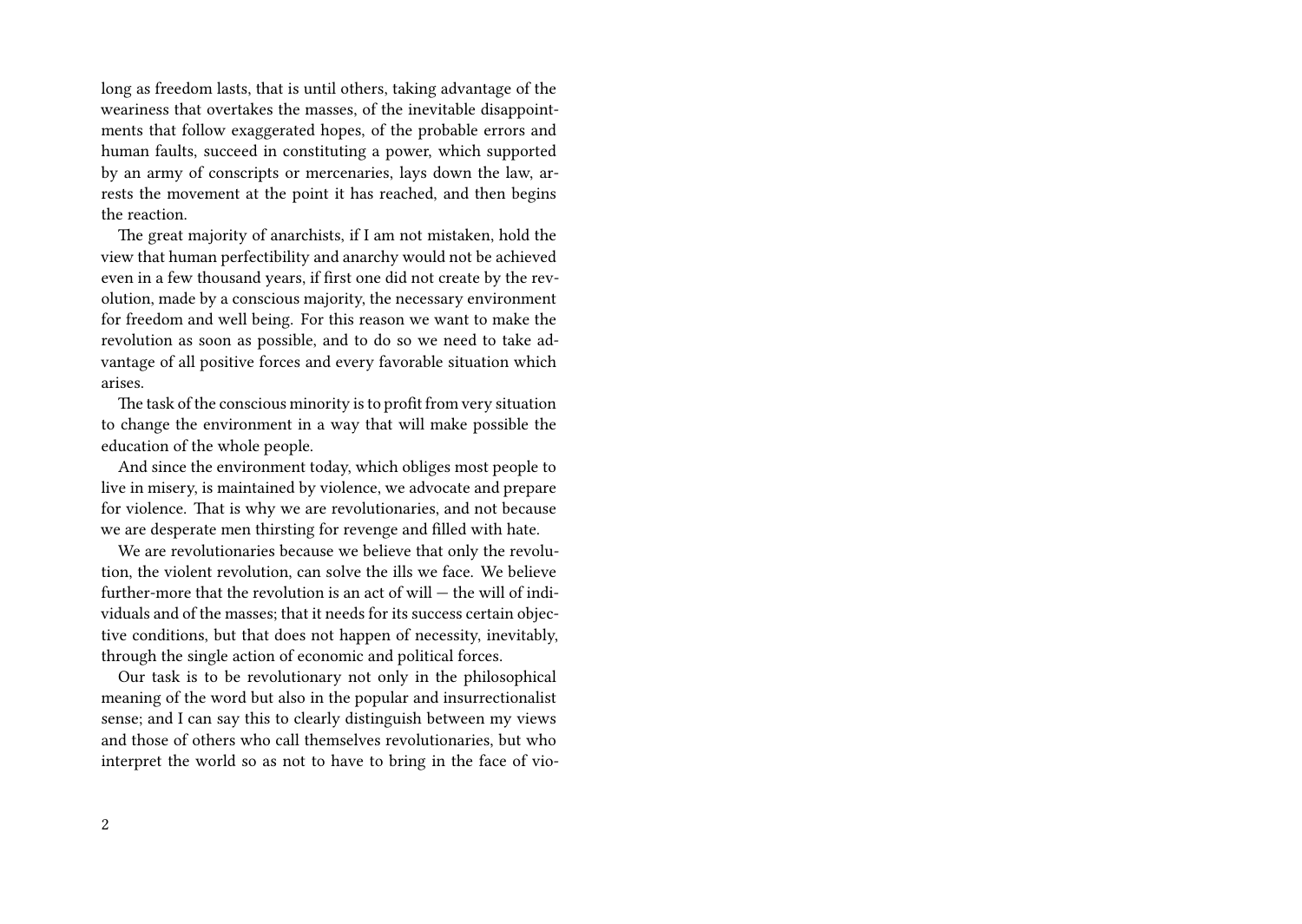long as freedom lasts, that is until others, taking advantage of the weariness that overtakes the masses, of the inevitable disappointments that follow exaggerated hopes, of the probable errors and human faults, succeed in constituting a power, which supported by an army of conscripts or mercenaries, lays down the law, arrests the movement at the point it has reached, and then begins the reaction.

The great majority of anarchists, if I am not mistaken, hold the view that human perfectibility and anarchy would not be achieved even in a few thousand years, if first one did not create by the revolution, made by a conscious majority, the necessary environment for freedom and well being. For this reason we want to make the revolution as soon as possible, and to do so we need to take advantage of all positive forces and every favorable situation which arises.

The task of the conscious minority is to profit from very situation to change the environment in a way that will make possible the education of the whole people.

And since the environment today, which obliges most people to live in misery, is maintained by violence, we advocate and prepare for violence. That is why we are revolutionaries, and not because we are desperate men thirsting for revenge and filled with hate.

We are revolutionaries because we believe that only the revolution, the violent revolution, can solve the ills we face. We believe further-more that the revolution is an act of will — the will of individuals and of the masses; that it needs for its success certain objective conditions, but that does not happen of necessity, inevitably, through the single action of economic and political forces.

Our task is to be revolutionary not only in the philosophical meaning of the word but also in the popular and insurrectionalist sense; and I can say this to clearly distinguish between my views and those of others who call themselves revolutionaries, but who interpret the world so as not to have to bring in the face of vio-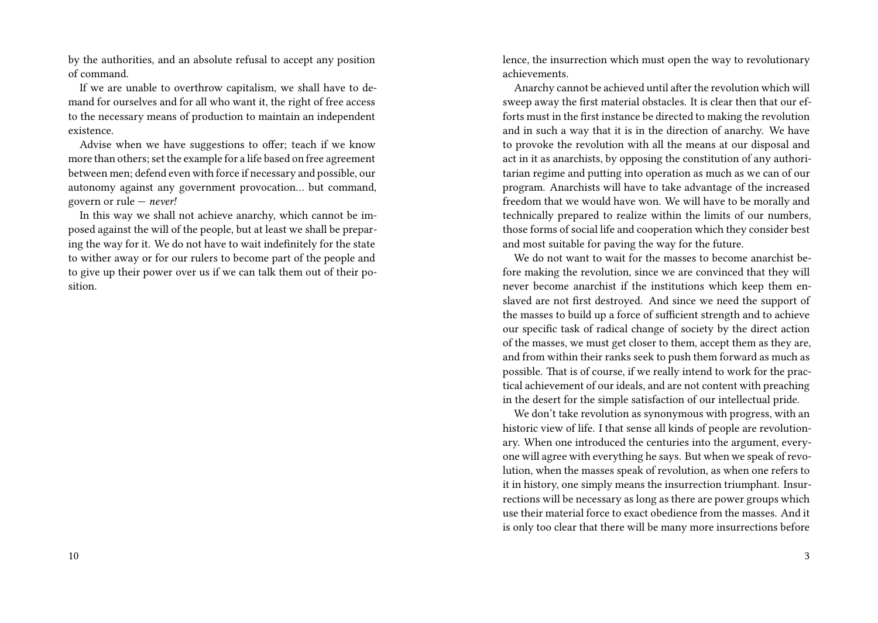by the authorities, and an absolute refusal to accept any position of command.

If we are unable to overthrow capitalism, we shall have to demand for ourselves and for all who want it, the right of free access to the necessary means of production to maintain an independent existence.

Advise when we have suggestions to offer; teach if we know more than others; set the example for a life based on free agreement between men; defend even with force if necessary and possible, our autonomy against any government provocation… but command, govern or rule — *never!*

In this way we shall not achieve anarchy, which cannot be imposed against the will of the people, but at least we shall be preparing the way for it. We do not have to wait indefinitely for the state to wither away or for our rulers to become part of the people and to give up their power over us if we can talk them out of their position.

lence, the insurrection which must open the way to revolutionary achievements.

Anarchy cannot be achieved until after the revolution which will sweep away the first material obstacles. It is clear then that our efforts must in the first instance be directed to making the revolution and in such a way that it is in the direction of anarchy. We have to provoke the revolution with all the means at our disposal and act in it as anarchists, by opposing the constitution of any authoritarian regime and putting into operation as much as we can of our program. Anarchists will have to take advantage of the increased freedom that we would have won. We will have to be morally and technically prepared to realize within the limits of our numbers, those forms of social life and cooperation which they consider best and most suitable for paving the way for the future.

We do not want to wait for the masses to become anarchist before making the revolution, since we are convinced that they will never become anarchist if the institutions which keep them enslaved are not first destroyed. And since we need the support of the masses to build up a force of sufficient strength and to achieve our specific task of radical change of society by the direct action of the masses, we must get closer to them, accept them as they are, and from within their ranks seek to push them forward as much as possible. That is of course, if we really intend to work for the practical achievement of our ideals, and are not content with preaching in the desert for the simple satisfaction of our intellectual pride.

We don't take revolution as synonymous with progress, with an historic view of life. I that sense all kinds of people are revolutionary. When one introduced the centuries into the argument, everyone will agree with everything he says. But when we speak of revolution, when the masses speak of revolution, as when one refers to it in history, one simply means the insurrection triumphant. Insurrections will be necessary as long as there are power groups which use their material force to exact obedience from the masses. And it is only too clear that there will be many more insurrections before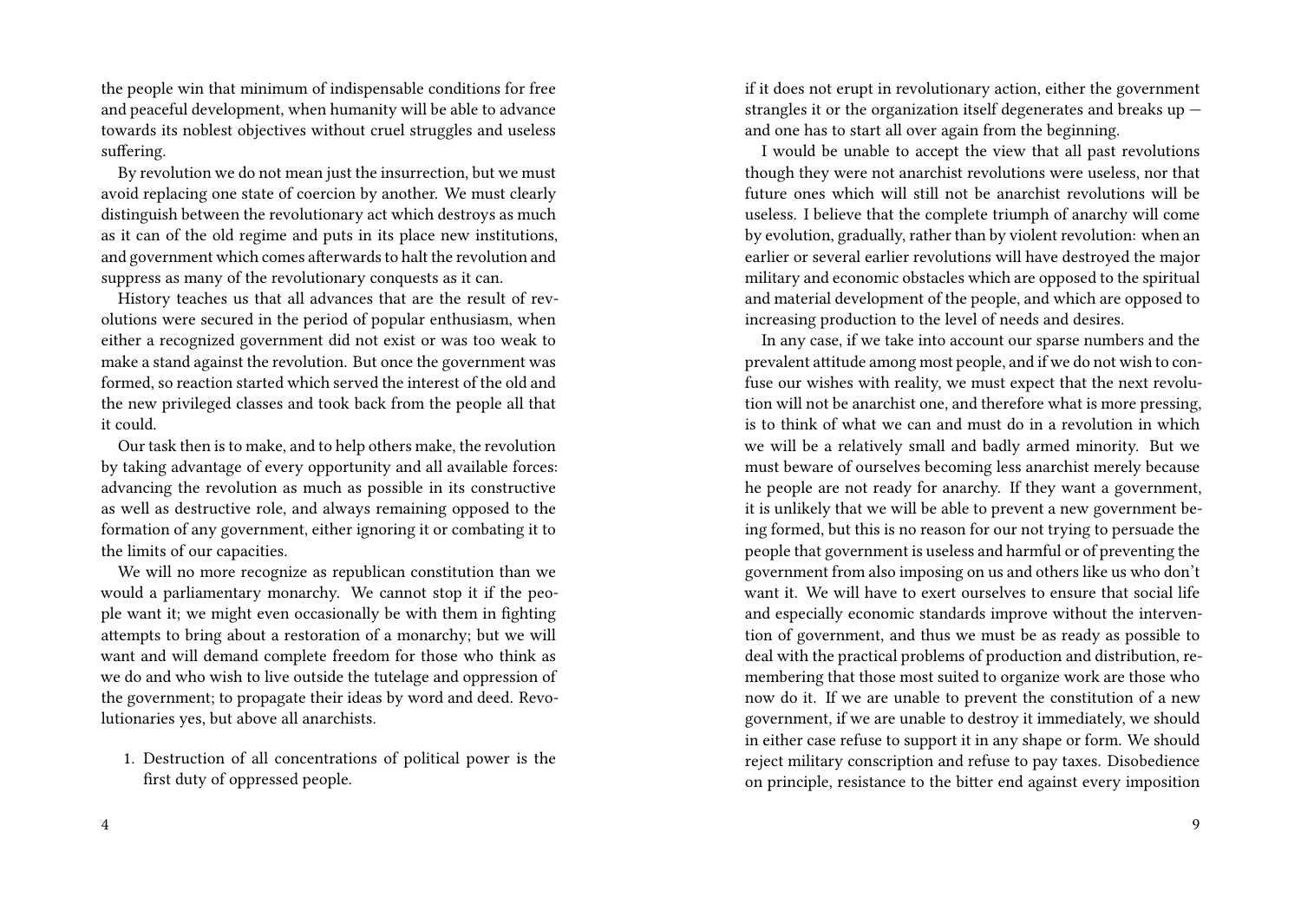the people win that minimum of indispensable conditions for free and peaceful development, when humanity will be able to advance towards its noblest objectives without cruel struggles and useless suffering.

By revolution we do not mean just the insurrection, but we must avoid replacing one state of coercion by another. We must clearly distinguish between the revolutionary act which destroys as much as it can of the old regime and puts in its place new institutions, and government which comes afterwards to halt the revolution and suppress as many of the revolutionary conquests as it can.

History teaches us that all advances that are the result of revolutions were secured in the period of popular enthusiasm, when either a recognized government did not exist or was too weak to make a stand against the revolution. But once the government was formed, so reaction started which served the interest of the old and the new privileged classes and took back from the people all that it could.

Our task then is to make, and to help others make, the revolution by taking advantage of every opportunity and all available forces: advancing the revolution as much as possible in its constructive as well as destructive role, and always remaining opposed to the formation of any government, either ignoring it or combating it to the limits of our capacities.

We will no more recognize as republican constitution than we would a parliamentary monarchy. We cannot stop it if the people want it; we might even occasionally be with them in fighting attempts to bring about a restoration of a monarchy; but we will want and will demand complete freedom for those who think as we do and who wish to live outside the tutelage and oppression of the government; to propagate their ideas by word and deed. Revolutionaries yes, but above all anarchists.

1. Destruction of all concentrations of political power is the first duty of oppressed people.

if it does not erupt in revolutionary action, either the government strangles it or the organization itself degenerates and breaks up — and one has to start all over again from the beginning.

I would be unable to accept the view that all past revolutions though they were not anarchist revolutions were useless, nor that future ones which will still not be anarchist revolutions will be useless. I believe that the complete triumph of anarchy will come by evolution, gradually, rather than by violent revolution: when an earlier or several earlier revolutions will have destroyed the major military and economic obstacles which are opposed to the spiritual and material development of the people, and which are opposed to increasing production to the level of needs and desires.

In any case, if we take into account our sparse numbers and the prevalent attitude among most people, and if we do not wish to confuse our wishes with reality, we must expect that the next revolution will not be anarchist one, and therefore what is more pressing, is to think of what we can and must do in a revolution in which we will be a relatively small and badly armed minority. But we must beware of ourselves becoming less anarchist merely because he people are not ready for anarchy. If they want a government, it is unlikely that we will be able to prevent a new government being formed, but this is no reason for our not trying to persuade the people that government is useless and harmful or of preventing the government from also imposing on us and others like us who don't want it. We will have to exert ourselves to ensure that social life and especially economic standards improve without the intervention of government, and thus we must be as ready as possible to deal with the practical problems of production and distribution, remembering that those most suited to organize work are those who now do it. If we are unable to prevent the constitution of a new government, if we are unable to destroy it immediately, we should in either case refuse to support it in any shape or form. We should reject military conscription and refuse to pay taxes. Disobedience on principle, resistance to the bitter end against every imposition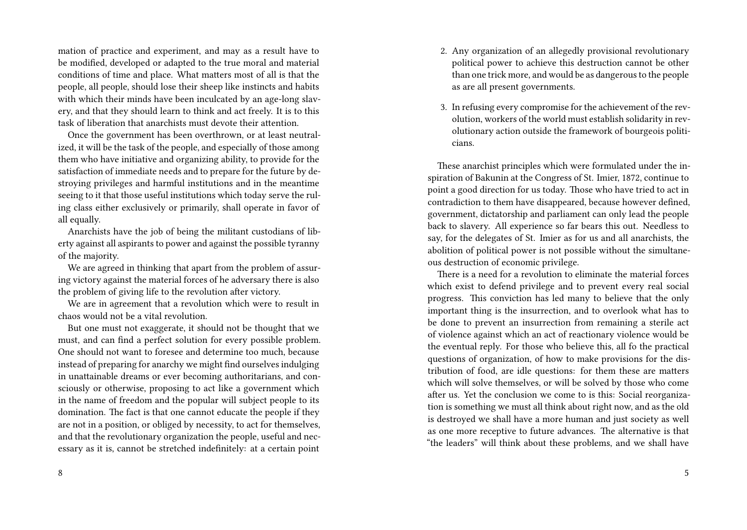mation of practice and experiment, and may as a result have to be modified, developed or adapted to the true moral and material conditions of time and place. What matters most of all is that the people, all people, should lose their sheep like instincts and habits with which their minds have been inculcated by an age-long slavery, and that they should learn to think and act freely. It is to this task of liberation that anarchists must devote their attention.

Once the government has been overthrown, or at least neutralized, it will be the task of the people, and especially of those among them who have initiative and organizing ability, to provide for the satisfaction of immediate needs and to prepare for the future by destroying privileges and harmful institutions and in the meantime seeing to it that those useful institutions which today serve the ruling class either exclusively or primarily, shall operate in favor of all equally.

Anarchists have the job of being the militant custodians of liberty against all aspirants to power and against the possible tyranny of the majority.

We are agreed in thinking that apart from the problem of assuring victory against the material forces of he adversary there is also the problem of giving life to the revolution after victory.

We are in agreement that a revolution which were to result in chaos would not be a vital revolution.

But one must not exaggerate, it should not be thought that we must, and can find a perfect solution for every possible problem. One should not want to foresee and determine too much, because instead of preparing for anarchy we might find ourselves indulging in unattainable dreams or ever becoming authoritarians, and consciously or otherwise, proposing to act like a government which in the name of freedom and the popular will subject people to its domination. The fact is that one cannot educate the people if they are not in a position, or obliged by necessity, to act for themselves, and that the revolutionary organization the people, useful and necessary as it is, cannot be stretched indefinitely: at a certain point

2. Any organization of an allegedly provisional revolutionary political power to achieve this destruction cannot be other than one trick more, and would be as dangerous to the people as are all present governments.

3. In refusing every compromise for the achievement of the revolution, workers of the world must establish solidarity in revolutionary action outside the framework of bourgeois politicians.

These anarchist principles which were formulated under the inspiration of Bakunin at the Congress of St. Imier, 1872, continue to point a good direction for us today. Those who have tried to act in contradiction to them have disappeared, because however defined, government, dictatorship and parliament can only lead the people back to slavery. All experience so far bears this out. Needless to say, for the delegates of St. Imier as for us and all anarchists, the abolition of political power is not possible without the simultaneous destruction of economic privilege.

There is a need for a revolution to eliminate the material forces which exist to defend privilege and to prevent every real social progress. This conviction has led many to believe that the only important thing is the insurrection, and to overlook what has to be done to prevent an insurrection from remaining a sterile act of violence against which an act of reactionary violence would be the eventual reply. For those who believe this, all fo the practical questions of organization, of how to make provisions for the distribution of food, are idle questions: for them these are matters which will solve themselves, or will be solved by those who come after us. Yet the conclusion we come to is this: Social reorganization is something we must all think about right now, and as the old is destroyed we shall have a more human and just society as well as one more receptive to future advances. The alternative is that "the leaders" will think about these problems, and we shall have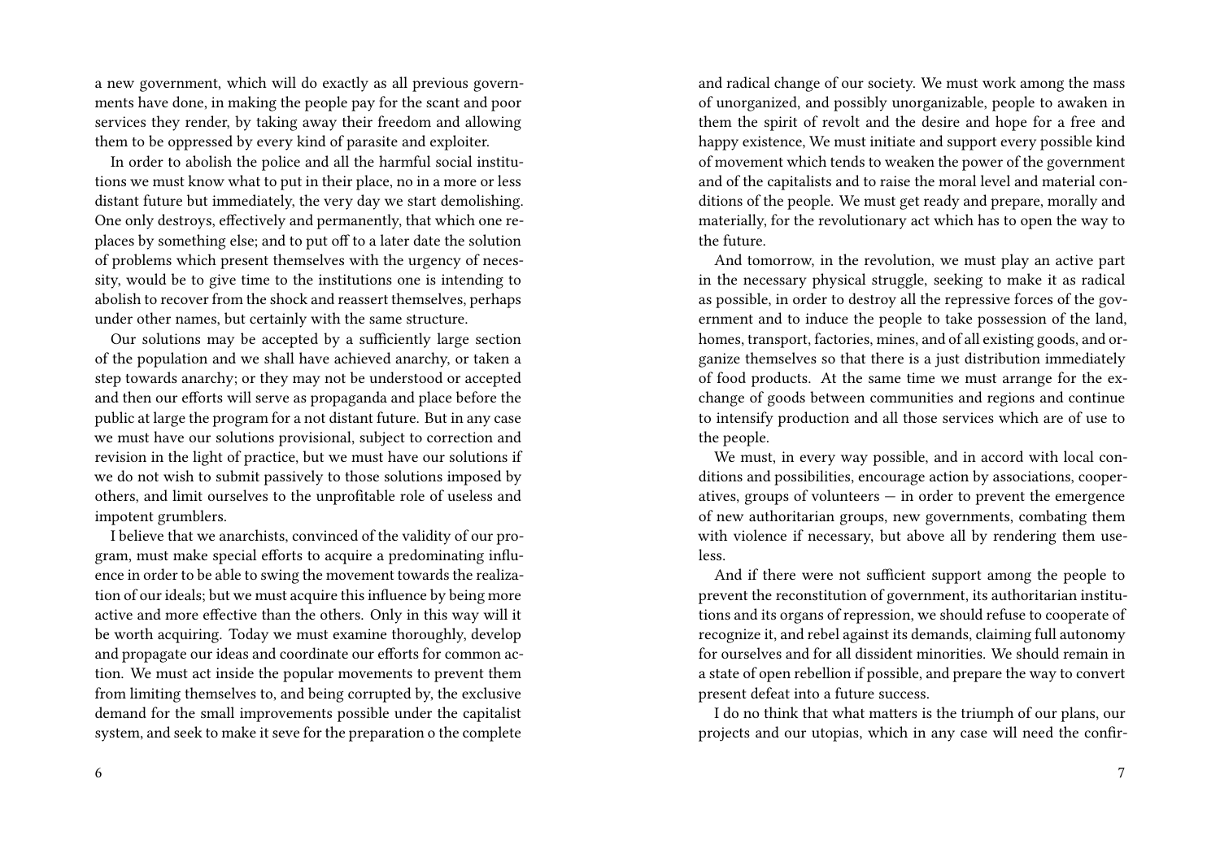a new government, which will do exactly as all previous governments have done, in making the people pay for the scant and poor services they render, by taking away their freedom and allowing them to be oppressed by every kind of parasite and exploiter.

In order to abolish the police and all the harmful social institutions we must know what to put in their place, no in a more or less distant future but immediately, the very day we start demolishing. One only destroys, effectively and permanently, that which one replaces by something else; and to put off to a later date the solution of problems which present themselves with the urgency of necessity, would be to give time to the institutions one is intending to abolish to recover from the shock and reassert themselves, perhaps under other names, but certainly with the same structure.

Our solutions may be accepted by a sufficiently large section of the population and we shall have achieved anarchy, or taken a step towards anarchy; or they may not be understood or accepted and then our efforts will serve as propaganda and place before the public at large the program for a not distant future. But in any case we must have our solutions provisional, subject to correction and revision in the light of practice, but we must have our solutions if we do not wish to submit passively to those solutions imposed by others, and limit ourselves to the unprofitable role of useless and impotent grumblers.

I believe that we anarchists, convinced of the validity of our program, must make special efforts to acquire a predominating influence in order to be able to swing the movement towards the realization of our ideals; but we must acquire this influence by being more active and more effective than the others. Only in this way will it be worth acquiring. Today we must examine thoroughly, develop and propagate our ideas and coordinate our efforts for common action. We must act inside the popular movements to prevent them from limiting themselves to, and being corrupted by, the exclusive demand for the small improvements possible under the capitalist system, and seek to make it seve for the preparation o the complete and radical change of our society. We must work among the mass of unorganized, and possibly unorganizable, people to awaken in them the spirit of revolt and the desire and hope for a free and happy existence, We must initiate and support every possible kind of movement which tends to weaken the power of the government and of the capitalists and to raise the moral level and material conditions of the people. We must get ready and prepare, morally and materially, for the revolutionary act which has to open the way to the future.

And tomorrow, in the revolution, we must play an active part in the necessary physical struggle, seeking to make it as radical as possible, in order to destroy all the repressive forces of the government and to induce the people to take possession of the land, homes, transport, factories, mines, and of all existing goods, and organize themselves so that there is a just distribution immediately of food products. At the same time we must arrange for the exchange of goods between communities and regions and continue to intensify production and all those services which are of use to the people.

We must, in every way possible, and in accord with local conditions and possibilities, encourage action by associations, cooperatives, groups of volunteers — in order to prevent the emergence of new authoritarian groups, new governments, combating them with violence if necessary, but above all by rendering them useless.

And if there were not sufficient support among the people to prevent the reconstitution of government, its authoritarian institutions and its organs of repression, we should refuse to cooperate of recognize it, and rebel against its demands, claiming full autonomy for ourselves and for all dissident minorities. We should remain in a state of open rebellion if possible, and prepare the way to convert present defeat into a future success.

I do no think that what matters is the triumph of our plans, our projects and our utopias, which in any case will need the confir-